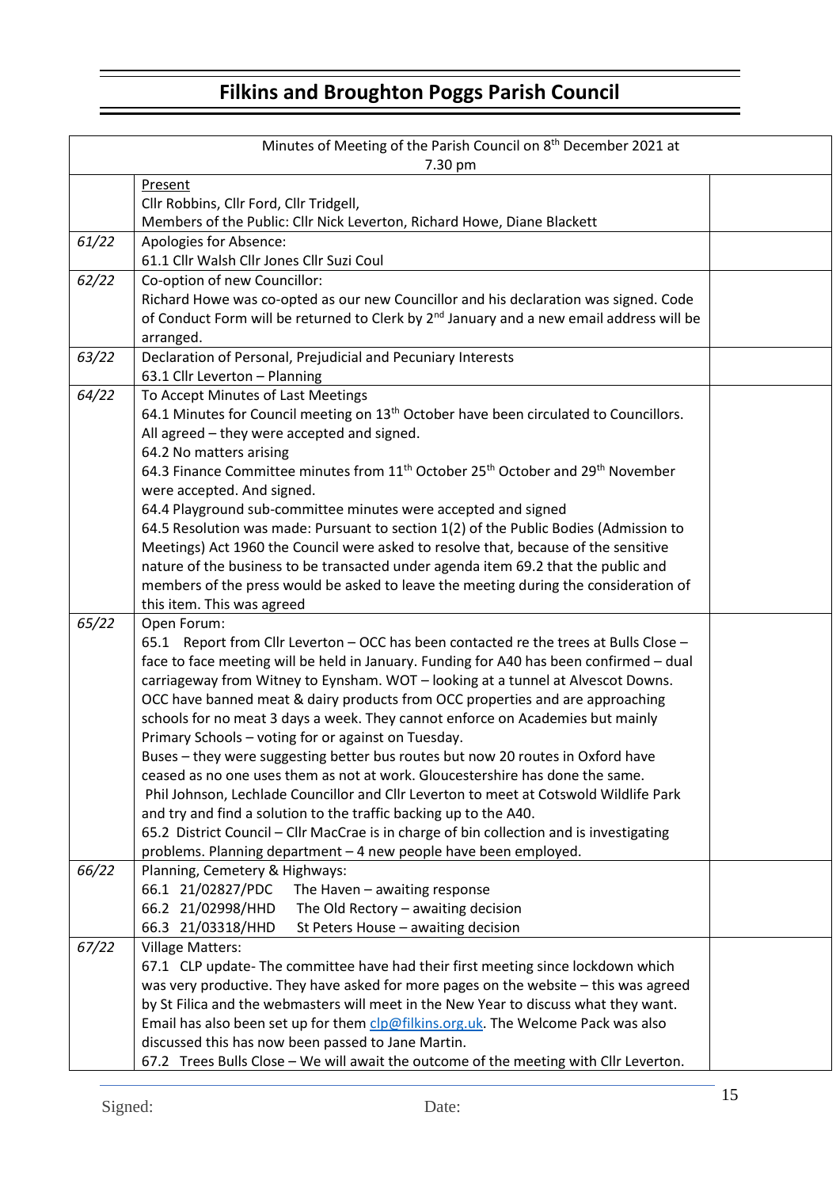# Filkins and Broughton Poggs Parish Council

| Minutes of Meeting of the Parish Council on 8th December 2021 at 7.30 pm | | |
|---|---|---|
| | Present<br>Cllr Robbins, Cllr Ford, Cllr Tridgell,<br>Members of the Public: Cllr Nick Leverton, Richard Howe, Diane Blackett | |
| *61/22* | Apologies for Absence:<br>61.1 Cllr Walsh Cllr Jones Cllr Suzi Coul | |
| *62/22* | Co-option of new Councillor:<br>Richard Howe was co-opted as our new Councillor and his declaration was signed. Code of Conduct Form will be returned to Clerk by 2nd January and a new email address will be arranged. | |
| *63/22* | Declaration of Personal, Prejudicial and Pecuniary Interests<br>63.1 Cllr Leverton – Planning | |
| *64/22* | To Accept Minutes of Last Meetings<br>64.1 Minutes for Council meeting on 13th October have been circulated to Councillors. All agreed – they were accepted and signed.<br>64.2 No matters arising<br>64.3 Finance Committee minutes from 11th October 25th October and 29th November were accepted. And signed.<br>64.4 Playground sub-committee minutes were accepted and signed<br>64.5 Resolution was made: Pursuant to section 1(2) of the Public Bodies (Admission to Meetings) Act 1960 the Council were asked to resolve that, because of the sensitive nature of the business to be transacted under agenda item 69.2 that the public and members of the press would be asked to leave the meeting during the consideration of this item. This was agreed | |
| *65/22* | Open Forum:<br>65.1 Report from Cllr Leverton – OCC has been contacted re the trees at Bulls Close – face to face meeting will be held in January. Funding for A40 has been confirmed – dual carriageway from Witney to Eynsham. WOT – looking at a tunnel at Alvescot Downs. OCC have banned meat & dairy products from OCC properties and are approaching schools for no meat 3 days a week. They cannot enforce on Academies but mainly Primary Schools – voting for or against on Tuesday.<br>Buses – they were suggesting better bus routes but now 20 routes in Oxford have ceased as no one uses them as not at work. Gloucestershire has done the same.<br>Phil Johnson, Lechlade Councillor and Cllr Leverton to meet at Cotswold Wildlife Park and try and find a solution to the traffic backing up to the A40.<br>65.2 District Council – Cllr MacCrae is in charge of bin collection and is investigating problems. Planning department – 4 new people have been employed. | |
| *66/22* | Planning, Cemetery & Highways:<br>66.1 21/02827/PDC The Haven – awaiting response<br>66.2 21/02998/HHD The Old Rectory – awaiting decision<br>66.3 21/03318/HHD St Peters House – awaiting decision | |
| *67/22* | Village Matters:<br>67.1 CLP update- The committee have had their first meeting since lockdown which was very productive. They have asked for more pages on the website – this was agreed by St Filica and the webmasters will meet in the New Year to discuss what they want. Email has also been set up for them clp@filkins.org.uk. The Welcome Pack was also discussed this has now been passed to Jane Martin.<br>67.2 Trees Bulls Close – We will await the outcome of the meeting with Cllr Leverton. | |

Signed: Date: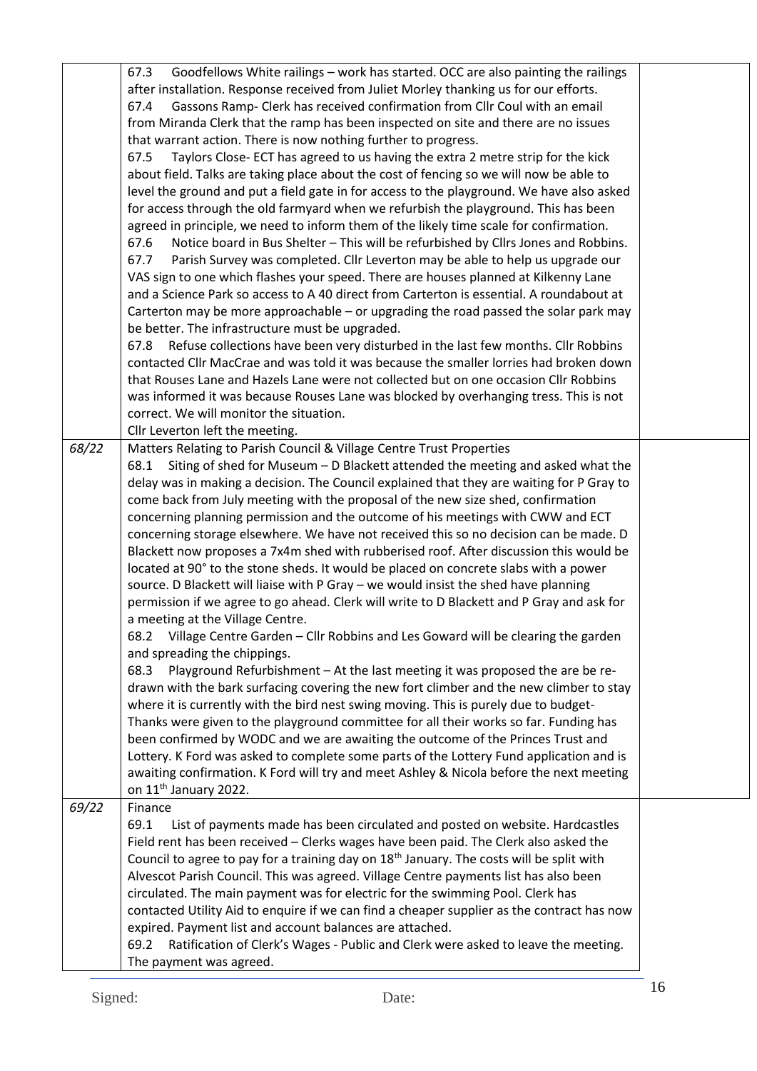| | | |
|---|---|---|
| | 67.3 Goodfellows White railings – work has started. OCC are also painting the railings after installation. Response received from Juliet Morley thanking us for our efforts.<br>67.4 Gassons Ramp- Clerk has received confirmation from Cllr Coul with an email from Miranda Clerk that the ramp has been inspected on site and there are no issues that warrant action. There is now nothing further to progress.<br>67.5 Taylors Close- ECT has agreed to us having the extra 2 metre strip for the kick about field. Talks are taking place about the cost of fencing so we will now be able to level the ground and put a field gate in for access to the playground. We have also asked for access through the old farmyard when we refurbish the playground. This has been agreed in principle, we need to inform them of the likely time scale for confirmation.<br>67.6 Notice board in Bus Shelter – This will be refurbished by Cllrs Jones and Robbins.<br>67.7 Parish Survey was completed. Cllr Leverton may be able to help us upgrade our VAS sign to one which flashes your speed. There are houses planned at Kilkenny Lane and a Science Park so access to A 40 direct from Carterton is essential. A roundabout at Carterton may be more approachable – or upgrading the road passed the solar park may be better. The infrastructure must be upgraded.<br>67.8 Refuse collections have been very disturbed in the last few months. Cllr Robbins contacted Cllr MacCrae and was told it was because the smaller lorries had broken down that Rouses Lane and Hazels Lane were not collected but on one occasion Cllr Robbins was informed it was because Rouses Lane was blocked by overhanging tress. This is not correct. We will monitor the situation.<br>Cllr Leverton left the meeting. | |
| *68/22* | Matters Relating to Parish Council & Village Centre Trust Properties<br>68.1 Siting of shed for Museum – D Blackett attended the meeting and asked what the delay was in making a decision. The Council explained that they are waiting for P Gray to come back from July meeting with the proposal of the new size shed, confirmation concerning planning permission and the outcome of his meetings with CWW and ECT concerning storage elsewhere. We have not received this so no decision can be made. D Blackett now proposes a 7x4m shed with rubberised roof. After discussion this would be located at 90° to the stone sheds. It would be placed on concrete slabs with a power source. D Blackett will liaise with P Gray – we would insist the shed have planning permission if we agree to go ahead. Clerk will write to D Blackett and P Gray and ask for a meeting at the Village Centre.<br>68.2 Village Centre Garden – Cllr Robbins and Les Goward will be clearing the garden and spreading the chippings.<br>68.3 Playground Refurbishment – At the last meeting it was proposed the are be re-drawn with the bark surfacing covering the new fort climber and the new climber to stay where it is currently with the bird nest swing moving. This is purely due to budget- Thanks were given to the playground committee for all their works so far. Funding has been confirmed by WODC and we are awaiting the outcome of the Princes Trust and Lottery. K Ford was asked to complete some parts of the Lottery Fund application and is awaiting confirmation. K Ford will try and meet Ashley & Nicola before the next meeting on 11th January 2022. | |
| *69/22* | Finance<br>69.1 List of payments made has been circulated and posted on website. Hardcastles Field rent has been received – Clerks wages have been paid. The Clerk also asked the Council to agree to pay for a training day on 18th January. The costs will be split with Alvescot Parish Council. This was agreed. Village Centre payments list has also been circulated. The main payment was for electric for the swimming Pool. Clerk has contacted Utility Aid to enquire if we can find a cheaper supplier as the contract has now expired. Payment list and account balances are attached.<br>69.2 Ratification of Clerk's Wages - Public and Clerk were asked to leave the meeting. The payment was agreed. | |

Signed: Date: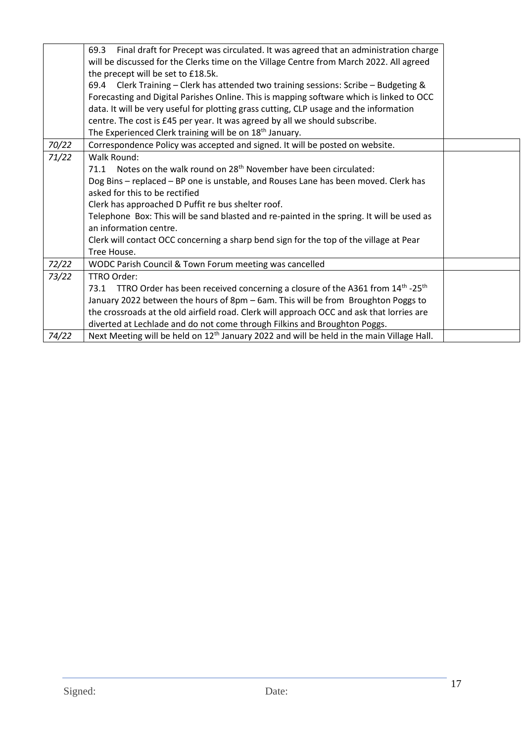| | | |
|---|---|---|
| | 69.3 Final draft for Precept was circulated. It was agreed that an administration charge will be discussed for the Clerks time on the Village Centre from March 2022. All agreed the precept will be set to £18.5k.<br>69.4 Clerk Training – Clerk has attended two training sessions: Scribe – Budgeting & Forecasting and Digital Parishes Online. This is mapping software which is linked to OCC data. It will be very useful for plotting grass cutting, CLP usage and the information centre. The cost is £45 per year. It was agreed by all we should subscribe.<br>The Experienced Clerk training will be on 18th January. | |
| *70/22* | Correspondence Policy was accepted and signed. It will be posted on website. | |
| *71/22* | Walk Round:<br>71.1 Notes on the walk round on 28th November have been circulated:<br>Dog Bins – replaced – BP one is unstable, and Rouses Lane has been moved. Clerk has asked for this to be rectified<br>Clerk has approached D Puffit re bus shelter roof.<br>Telephone Box: This will be sand blasted and re-painted in the spring. It will be used as an information centre.<br>Clerk will contact OCC concerning a sharp bend sign for the top of the village at Pear Tree House. | |
| *72/22* | WODC Parish Council & Town Forum meeting was cancelled | |
| *73/22* | TTRO Order:<br>73.1 TTRO Order has been received concerning a closure of the A361 from 14th -25th January 2022 between the hours of 8pm – 6am. This will be from Broughton Poggs to the crossroads at the old airfield road. Clerk will approach OCC and ask that lorries are diverted at Lechlade and do not come through Filkins and Broughton Poggs. | |
| *74/22* | Next Meeting will be held on 12th January 2022 and will be held in the main Village Hall. | |

Signed: Date: